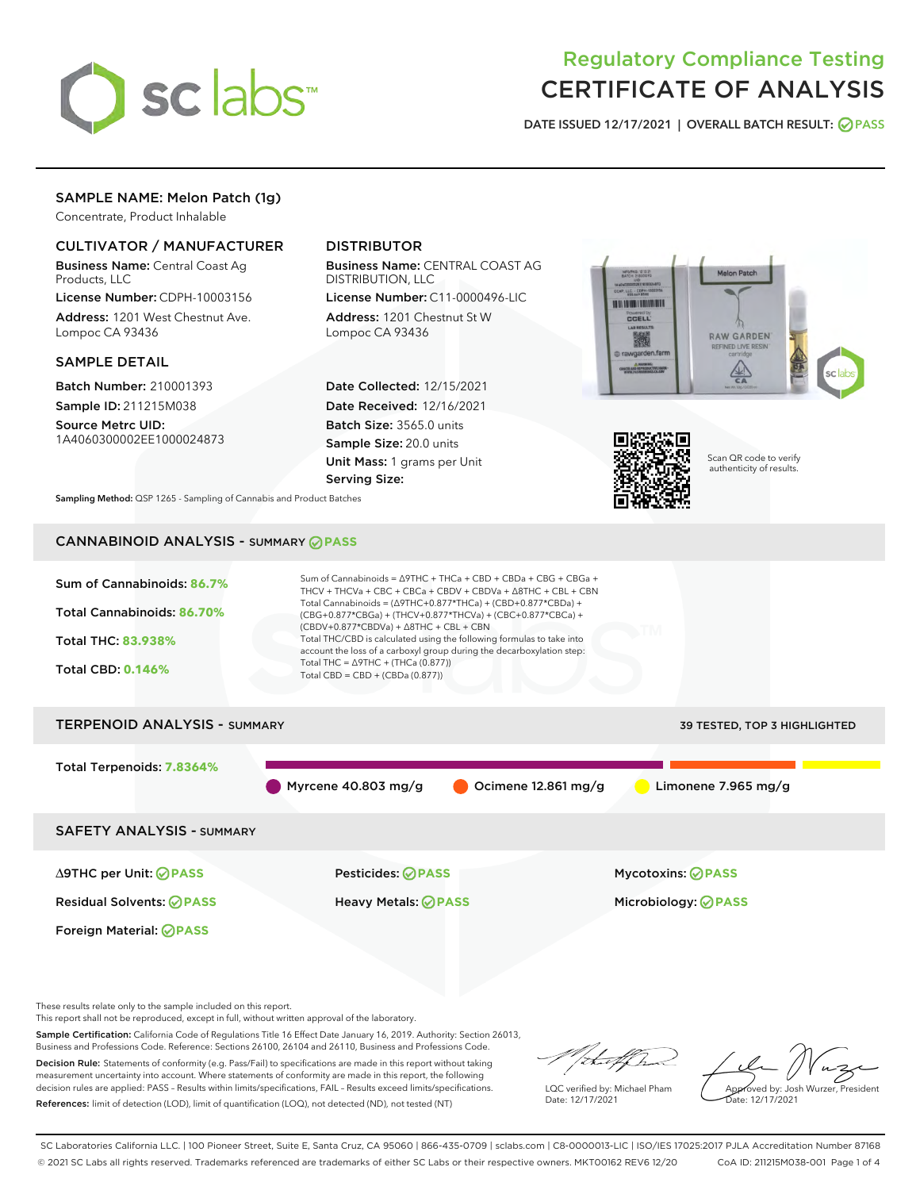# Regulatory Compliance Testing
# CERTIFICATE OF ANALYSIS

DATE ISSUED 12/17/2021 | OVERALL BATCH RESULT: PASS

## SAMPLE NAME: Melon Patch (1g)

Concentrate, Product Inhalable

### CULTIVATOR / MANUFACTURER

**Business Name:** Central Coast Ag Products, LLC

**License Number:** CDPH-10003156

**Address:** 1201 West Chestnut Ave. Lompoc CA 93436

### DISTRIBUTOR

**Business Name:** CENTRAL COAST AG DISTRIBUTION, LLC

**License Number:** C11-0000496-LIC

**Address:** 1201 Chestnut St W Lompoc CA 93436

### SAMPLE DETAIL

**Batch Number:** 210001393

**Sample ID:** 211215M038

**Source Metrc UID:** 1A4060300002EE1000024873

**Date Collected:** 12/15/2021

**Date Received:** 12/16/2021

**Batch Size:** 3565.0 units

**Sample Size:** 20.0 units

**Unit Mass:** 1 grams per Unit

**Serving Size:**

Scan QR code to verify authenticity of results.

**Sampling Method:** QSP 1265 - Sampling of Cannabis and Product Batches

## CANNABINOID ANALYSIS - SUMMARY PASS

**Sum of Cannabinoids:** 86.7%

**Total Cannabinoids:** 86.70%

**Total THC:** 83.938%

**Total CBD:** 0.146%

Sum of Cannabinoids = Δ9THC + THCa + CBD + CBDa + CBG + CBGa + THCV + THCVa + CBC + CBCa + CBDV + CBDVa + Δ8THC + CBL + CBN

Total Cannabinoids = (Δ9THC+0.877*THCa) + (CBD+0.877*CBDa) + (CBG+0.877*CBGa) + (THCV+0.877*THCVa) + (CBC+0.877*CBCa) + (CBDV+0.877*CBDVa) + Δ8THC + CBL + CBN

Total THC/CBD is calculated using the following formulas to take into account the loss of a carboxyl group during the decarboxylation step:

Total THC = Δ9THC + (THCa (0.877))

Total CBD = CBD + (CBDa (0.877))

## TERPENOID ANALYSIS - SUMMARY

39 TESTED, TOP 3 HIGHLIGHTED

**Total Terpenoids:** 7.8364%

Myrcene 40.803 mg/g | Ocimene 12.861 mg/g | Limonene 7.965 mg/g

## SAFETY ANALYSIS - SUMMARY

| | | |
|---|---|---|
| Δ9THC per Unit: PASS | Pesticides: PASS | Mycotoxins: PASS |
| Residual Solvents: PASS | Heavy Metals: PASS | Microbiology: PASS |
| Foreign Material: PASS | | |

These results relate only to the sample included on this report.
This report shall not be reproduced, except in full, without written approval of the laboratory.

**Sample Certification:** California Code of Regulations Title 16 Effect Date January 16, 2019. Authority: Section 26013, Business and Professions Code. Reference: Sections 26100, 26104 and 26110, Business and Professions Code.

**Decision Rule:** Statements of conformity (e.g. Pass/Fail) to specifications are made in this report without taking measurement uncertainty into account. Where statements of conformity are made in this report, the following decision rules are applied: PASS – Results within limits/specifications, FAIL – Results exceed limits/specifications.

**References:** limit of detection (LOD), limit of quantification (LOQ), not detected (ND), not tested (NT)

LQC verified by: Michael Pham
Date: 12/17/2021

Approved by: Josh Wurzer, President
Date: 12/17/2021

SC Laboratories California LLC. | 100 Pioneer Street, Suite E, Santa Cruz, CA 95060 | 866-435-0709 | sclabs.com | C8-0000013-LIC | ISO/IES 17025:2017 PJLA Accreditation Number 87168
© 2021 SC Labs all rights reserved. Trademarks referenced are trademarks of either SC Labs or their respective owners. MKT00162 REV6 12/20 CoA ID: 211215M038-001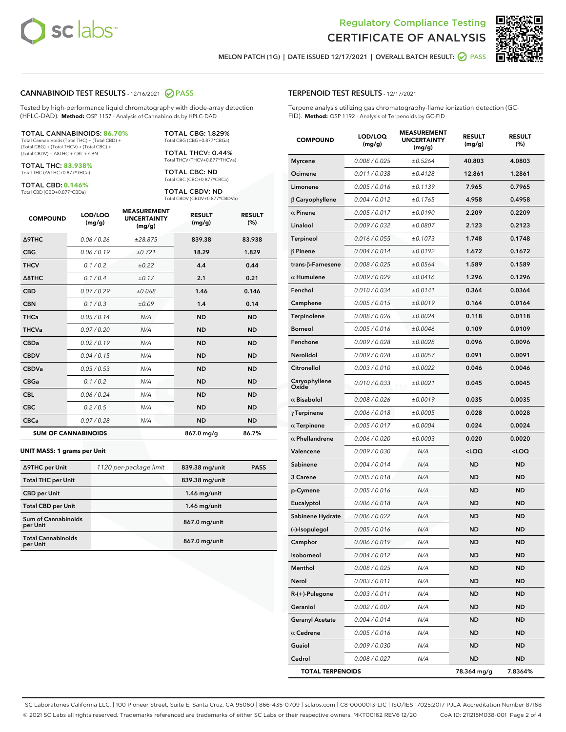Regulatory Compliance Testing

# CERTIFICATE OF ANALYSIS

MELON PATCH (1G) | DATE ISSUED 12/17/2021 | OVERALL BATCH RESULT: PASS

## CANNABINOID TEST RESULTS - 12/16/2021 PASS

Tested by high-performance liquid chromatography with diode-array detection (HPLC-DAD). **Method:** QSP 1157 - Analysis of Cannabinoids by HPLC-DAD

**TOTAL CANNABINOIDS: 86.70%**
Total Cannabinoids (Total THC) + (Total CBD) + (Total CBG) + (Total THCV) + (Total CBC) + (Total CBDV) + Δ8THC + CBL + CBN

**TOTAL THC: 83.938%**
Total THC (Δ9THC+0.877*THCa)

**TOTAL CBD: 0.146%**
Total CBD (CBD+0.877*CBDa)

**TOTAL CBG: 1.829%**
Total CBG (CBG+0.877*CBGa)

**TOTAL THCV: 0.44%**
Total THCV (THCV+0.877*THCVa)

**TOTAL CBC: ND**
Total CBC (CBC+0.877*CBCa)

**TOTAL CBDV: ND**
Total CBDV (CBDV+0.877*CBDVa)

| COMPOUND | LOD/LOQ (mg/g) | MEASUREMENT UNCERTAINTY (mg/g) | RESULT (mg/g) | RESULT (%) |
|---|---|---|---|---|
| Δ9THC | 0.06 / 0.26 | ±28.875 | 839.38 | 83.938 |
| CBG | 0.06 / 0.19 | ±0.721 | 18.29 | 1.829 |
| THCV | 0.1 / 0.2 | ±0.22 | 4.4 | 0.44 |
| Δ8THC | 0.1 / 0.4 | ±0.17 | 2.1 | 0.21 |
| CBD | 0.07 / 0.29 | ±0.068 | 1.46 | 0.146 |
| CBN | 0.1 / 0.3 | ±0.09 | 1.4 | 0.14 |
| THCa | 0.05 / 0.14 | N/A | ND | ND |
| THCVa | 0.07 / 0.20 | N/A | ND | ND |
| CBDa | 0.02 / 0.19 | N/A | ND | ND |
| CBDV | 0.04 / 0.15 | N/A | ND | ND |
| CBDVa | 0.03 / 0.53 | N/A | ND | ND |
| CBGa | 0.1 / 0.2 | N/A | ND | ND |
| CBL | 0.06 / 0.24 | N/A | ND | ND |
| CBC | 0.2 / 0.5 | N/A | ND | ND |
| CBCa | 0.07 / 0.28 | N/A | ND | ND |
| **SUM OF CANNABINOIDS** | | | 867.0 mg/g | 86.7% |

**UNIT MASS: 1 grams per Unit**

| | | | |
|---|---|---|---|
| Δ9THC per Unit | 1120 per-package limit | 839.38 mg/unit | PASS |
| Total THC per Unit | | 839.38 mg/unit | |
| CBD per Unit | | 1.46 mg/unit | |
| Total CBD per Unit | | 1.46 mg/unit | |
| Sum of Cannabinoids per Unit | | 867.0 mg/unit | |
| Total Cannabinoids per Unit | | 867.0 mg/unit | |

## TERPENOID TEST RESULTS - 12/17/2021

Terpene analysis utilizing gas chromatography-flame ionization detection (GC-FID). **Method:** QSP 1192 - Analysis of Terpenoids by GC-FID

| COMPOUND | LOD/LOQ (mg/g) | MEASUREMENT UNCERTAINTY (mg/g) | RESULT (mg/g) | RESULT (%) |
|---|---|---|---|---|
| Myrcene | 0.008 / 0.025 | ±0.5264 | 40.803 | 4.0803 |
| Ocimene | 0.011 / 0.038 | ±0.4128 | 12.861 | 1.2861 |
| Limonene | 0.005 / 0.016 | ±0.1139 | 7.965 | 0.7965 |
| β Caryophyllene | 0.004 / 0.012 | ±0.1765 | 4.958 | 0.4958 |
| α Pinene | 0.005 / 0.017 | ±0.0190 | 2.209 | 0.2209 |
| Linalool | 0.009 / 0.032 | ±0.0807 | 2.123 | 0.2123 |
| Terpineol | 0.016 / 0.055 | ±0.1073 | 1.748 | 0.1748 |
| β Pinene | 0.004 / 0.014 | ±0.0192 | 1.672 | 0.1672 |
| trans-β-Farnesene | 0.008 / 0.025 | ±0.0564 | 1.589 | 0.1589 |
| α Humulene | 0.009 / 0.029 | ±0.0416 | 1.296 | 0.1296 |
| Fenchol | 0.010 / 0.034 | ±0.0141 | 0.364 | 0.0364 |
| Camphene | 0.005 / 0.015 | ±0.0019 | 0.164 | 0.0164 |
| Terpinolene | 0.008 / 0.026 | ±0.0024 | 0.118 | 0.0118 |
| Borneol | 0.005 / 0.016 | ±0.0046 | 0.109 | 0.0109 |
| Fenchone | 0.009 / 0.028 | ±0.0028 | 0.096 | 0.0096 |
| Nerolidol | 0.009 / 0.028 | ±0.0057 | 0.091 | 0.0091 |
| Citronellol | 0.003 / 0.010 | ±0.0022 | 0.046 | 0.0046 |
| Caryophyllene Oxide | 0.010 / 0.033 | ±0.0021 | 0.045 | 0.0045 |
| α Bisabolol | 0.008 / 0.026 | ±0.0019 | 0.035 | 0.0035 |
| γ Terpinene | 0.006 / 0.018 | ±0.0005 | 0.028 | 0.0028 |
| α Terpinene | 0.005 / 0.017 | ±0.0004 | 0.024 | 0.0024 |
| α Phellandrene | 0.006 / 0.020 | ±0.0003 | 0.020 | 0.0020 |
| Valencene | 0.009 / 0.030 | N/A | <LOQ | <LOQ |
| Sabinene | 0.004 / 0.014 | N/A | ND | ND |
| 3 Carene | 0.005 / 0.018 | N/A | ND | ND |
| p-Cymene | 0.005 / 0.016 | N/A | ND | ND |
| Eucalyptol | 0.006 / 0.018 | N/A | ND | ND |
| Sabinene Hydrate | 0.006 / 0.022 | N/A | ND | ND |
| (-)-Isopulegol | 0.005 / 0.016 | N/A | ND | ND |
| Camphor | 0.006 / 0.019 | N/A | ND | ND |
| Isoborneol | 0.004 / 0.012 | N/A | ND | ND |
| Menthol | 0.008 / 0.025 | N/A | ND | ND |
| Nerol | 0.003 / 0.011 | N/A | ND | ND |
| R-(+)-Pulegone | 0.003 / 0.011 | N/A | ND | ND |
| Geraniol | 0.002 / 0.007 | N/A | ND | ND |
| Geranyl Acetate | 0.004 / 0.014 | N/A | ND | ND |
| α Cedrene | 0.005 / 0.016 | N/A | ND | ND |
| Guaiol | 0.009 / 0.030 | N/A | ND | ND |
| Cedrol | 0.008 / 0.027 | N/A | ND | ND |
| **TOTAL TERPENOIDS** | | | 78.364 mg/g | 7.8364% |

SC Laboratories California LLC. | 100 Pioneer Street, Suite E, Santa Cruz, CA 95060 | 866-435-0709 | sclabs.com | C8-0000013-LIC | ISO/IES 17025:2017 PJLA Accreditation Number 87168
© 2021 SC Labs all rights reserved. Trademarks referenced are trademarks of either SC Labs or their respective owners. MKT00162 REV6 12/20 CoA ID: 211215M038-001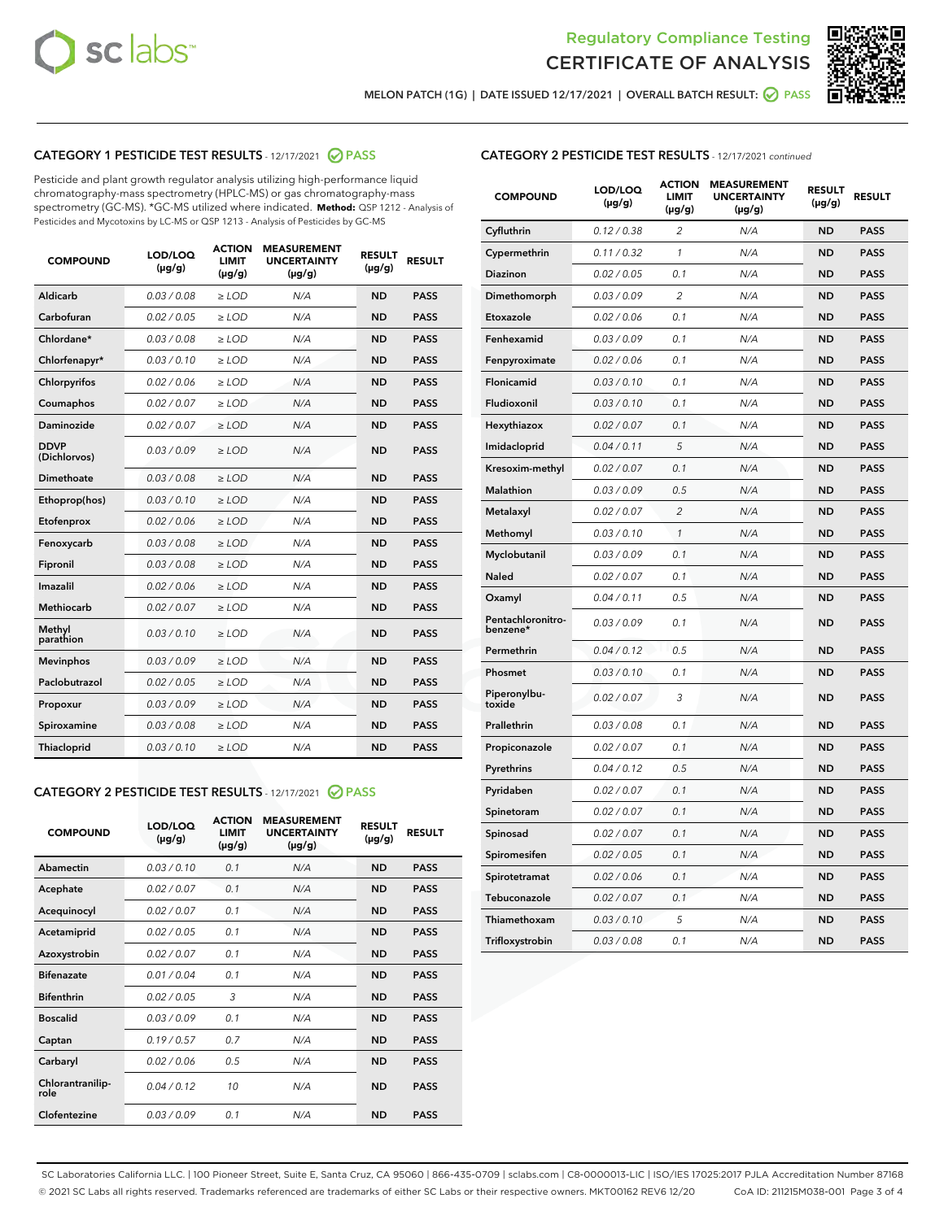MELON PATCH (1G) | DATE ISSUED 12/17/2021 | OVERALL BATCH RESULT: PASS

## CATEGORY 1 PESTICIDE TEST RESULTS - 12/17/2021 PASS

Pesticide and plant growth regulator analysis utilizing high-performance liquid chromatography-mass spectrometry (HPLC-MS) or gas chromatography-mass spectrometry (GC-MS). *GC-MS utilized where indicated. **Method:** QSP 1212 - Analysis of Pesticides and Mycotoxins by LC-MS or QSP 1213 - Analysis of Pesticides by GC-MS

| COMPOUND | LOD/LOQ (µg/g) | ACTION LIMIT (µg/g) | MEASUREMENT UNCERTAINTY (µg/g) | RESULT (µg/g) | RESULT |
|---|---|---|---|---|---|
| Aldicarb | 0.03 / 0.08 | ≥ LOD | N/A | ND | PASS |
| Carbofuran | 0.02 / 0.05 | ≥ LOD | N/A | ND | PASS |
| Chlordane* | 0.03 / 0.08 | ≥ LOD | N/A | ND | PASS |
| Chlorfenapyr* | 0.03 / 0.10 | ≥ LOD | N/A | ND | PASS |
| Chlorpyrifos | 0.02 / 0.06 | ≥ LOD | N/A | ND | PASS |
| Coumaphos | 0.02 / 0.07 | ≥ LOD | N/A | ND | PASS |
| Daminozide | 0.02 / 0.07 | ≥ LOD | N/A | ND | PASS |
| DDVP (Dichlorvos) | 0.03 / 0.09 | ≥ LOD | N/A | ND | PASS |
| Dimethoate | 0.03 / 0.08 | ≥ LOD | N/A | ND | PASS |
| Ethoprop(hos) | 0.03 / 0.10 | ≥ LOD | N/A | ND | PASS |
| Etofenprox | 0.02 / 0.06 | ≥ LOD | N/A | ND | PASS |
| Fenoxycarb | 0.03 / 0.08 | ≥ LOD | N/A | ND | PASS |
| Fipronil | 0.03 / 0.08 | ≥ LOD | N/A | ND | PASS |
| Imazalil | 0.02 / 0.06 | ≥ LOD | N/A | ND | PASS |
| Methiocarb | 0.02 / 0.07 | ≥ LOD | N/A | ND | PASS |
| Methyl parathion | 0.03 / 0.10 | ≥ LOD | N/A | ND | PASS |
| Mevinphos | 0.03 / 0.09 | ≥ LOD | N/A | ND | PASS |
| Paclobutrazol | 0.02 / 0.05 | ≥ LOD | N/A | ND | PASS |
| Propoxur | 0.03 / 0.09 | ≥ LOD | N/A | ND | PASS |
| Spiroxamine | 0.03 / 0.08 | ≥ LOD | N/A | ND | PASS |
| Thiacloprid | 0.03 / 0.10 | ≥ LOD | N/A | ND | PASS |

## CATEGORY 2 PESTICIDE TEST RESULTS - 12/17/2021 PASS

| COMPOUND | LOD/LOQ (µg/g) | ACTION LIMIT (µg/g) | MEASUREMENT UNCERTAINTY (µg/g) | RESULT (µg/g) | RESULT |
|---|---|---|---|---|---|
| Abamectin | 0.03 / 0.10 | 0.1 | N/A | ND | PASS |
| Acephate | 0.02 / 0.07 | 0.1 | N/A | ND | PASS |
| Acequinocyl | 0.02 / 0.07 | 0.1 | N/A | ND | PASS |
| Acetamiprid | 0.02 / 0.05 | 0.1 | N/A | ND | PASS |
| Azoxystrobin | 0.02 / 0.07 | 0.1 | N/A | ND | PASS |
| Bifenazate | 0.01 / 0.04 | 0.1 | N/A | ND | PASS |
| Bifenthrin | 0.02 / 0.05 | 3 | N/A | ND | PASS |
| Boscalid | 0.03 / 0.09 | 0.1 | N/A | ND | PASS |
| Captan | 0.19 / 0.57 | 0.7 | N/A | ND | PASS |
| Carbaryl | 0.02 / 0.06 | 0.5 | N/A | ND | PASS |
| Chlorantraniliprole | 0.04 / 0.12 | 10 | N/A | ND | PASS |
| Clofentezine | 0.03 / 0.09 | 0.1 | N/A | ND | PASS |
| Cyfluthrin | 0.12 / 0.38 | 2 | N/A | ND | PASS |
| Cypermethrin | 0.11 / 0.32 | 1 | N/A | ND | PASS |
| Diazinon | 0.02 / 0.05 | 0.1 | N/A | ND | PASS |
| Dimethomorph | 0.03 / 0.09 | 2 | N/A | ND | PASS |
| Etoxazole | 0.02 / 0.06 | 0.1 | N/A | ND | PASS |
| Fenhexamid | 0.03 / 0.09 | 0.1 | N/A | ND | PASS |
| Fenpyroximate | 0.02 / 0.06 | 0.1 | N/A | ND | PASS |
| Flonicamid | 0.03 / 0.10 | 0.1 | N/A | ND | PASS |
| Fludioxonil | 0.03 / 0.10 | 0.1 | N/A | ND | PASS |
| Hexythiazox | 0.02 / 0.07 | 0.1 | N/A | ND | PASS |
| Imidacloprid | 0.04 / 0.11 | 5 | N/A | ND | PASS |
| Kresoxim-methyl | 0.02 / 0.07 | 0.1 | N/A | ND | PASS |
| Malathion | 0.03 / 0.09 | 0.5 | N/A | ND | PASS |
| Metalaxyl | 0.02 / 0.07 | 2 | N/A | ND | PASS |
| Methomyl | 0.03 / 0.10 | 1 | N/A | ND | PASS |
| Myclobutanil | 0.03 / 0.09 | 0.1 | N/A | ND | PASS |
| Naled | 0.02 / 0.07 | 0.1 | N/A | ND | PASS |
| Oxamyl | 0.04 / 0.11 | 0.5 | N/A | ND | PASS |
| Pentachloronitrobenzene* | 0.03 / 0.09 | 0.1 | N/A | ND | PASS |
| Permethrin | 0.04 / 0.12 | 0.5 | N/A | ND | PASS |
| Phosmet | 0.03 / 0.10 | 0.1 | N/A | ND | PASS |
| Piperonylbutoxide | 0.02 / 0.07 | 3 | N/A | ND | PASS |
| Prallethrin | 0.03 / 0.08 | 0.1 | N/A | ND | PASS |
| Propiconazole | 0.02 / 0.07 | 0.1 | N/A | ND | PASS |
| Pyrethrins | 0.04 / 0.12 | 0.5 | N/A | ND | PASS |
| Pyridaben | 0.02 / 0.07 | 0.1 | N/A | ND | PASS |
| Spinetoram | 0.02 / 0.07 | 0.1 | N/A | ND | PASS |
| Spinosad | 0.02 / 0.07 | 0.1 | N/A | ND | PASS |
| Spiromesifen | 0.02 / 0.05 | 0.1 | N/A | ND | PASS |
| Spirotetramat | 0.02 / 0.06 | 0.1 | N/A | ND | PASS |
| Tebuconazole | 0.02 / 0.07 | 0.1 | N/A | ND | PASS |
| Thiamethoxam | 0.03 / 0.10 | 5 | N/A | ND | PASS |
| Trifloxystrobin | 0.03 / 0.08 | 0.1 | N/A | ND | PASS |

SC Laboratories California LLC. | 100 Pioneer Street, Suite E, Santa Cruz, CA 95060 | 866-435-0709 | sclabs.com | C8-0000013-LIC | ISO/IES 17025:2017 PJLA Accreditation Number 87168
© 2021 SC Labs all rights reserved. Trademarks referenced are trademarks of either SC Labs or their respective owners. MKT00162 REV6 12/20 CoA ID: 211215M038-001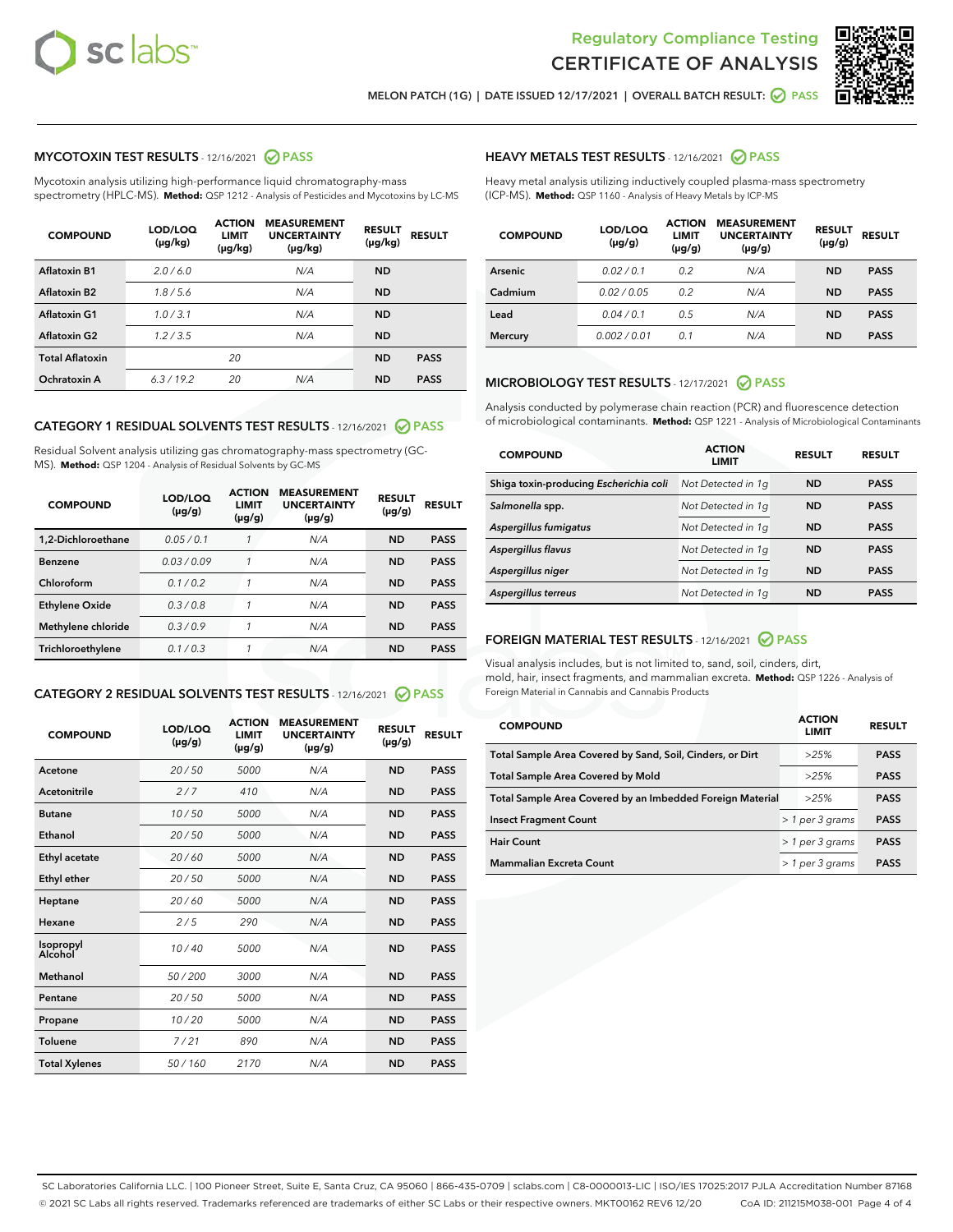Regulatory Compliance Testing

# CERTIFICATE OF ANALYSIS

MELON PATCH (1G) | DATE ISSUED 12/17/2021 | OVERALL BATCH RESULT: PASS

## MYCOTOXIN TEST RESULTS - 12/16/2021 PASS

Mycotoxin analysis utilizing high-performance liquid chromatography-mass spectrometry (HPLC-MS). **Method:** QSP 1212 - Analysis of Pesticides and Mycotoxins by LC-MS

| COMPOUND | LOD/LOQ (µg/kg) | ACTION LIMIT (µg/kg) | MEASUREMENT UNCERTAINTY (µg/kg) | RESULT (µg/kg) | RESULT |
|---|---|---|---|---|---|
| Aflatoxin B1 | 2.0 / 6.0 | | N/A | ND | |
| Aflatoxin B2 | 1.8 / 5.6 | | N/A | ND | |
| Aflatoxin G1 | 1.0 / 3.1 | | N/A | ND | |
| Aflatoxin G2 | 1.2 / 3.5 | | N/A | ND | |
| Total Aflatoxin | | 20 | | ND | PASS |
| Ochratoxin A | 6.3 / 19.2 | 20 | N/A | ND | PASS |

## CATEGORY 1 RESIDUAL SOLVENTS TEST RESULTS - 12/16/2021 PASS

Residual Solvent analysis utilizing gas chromatography-mass spectrometry (GC-MS). **Method:** QSP 1204 - Analysis of Residual Solvents by GC-MS

| COMPOUND | LOD/LOQ (µg/g) | ACTION LIMIT (µg/g) | MEASUREMENT UNCERTAINTY (µg/g) | RESULT (µg/g) | RESULT |
|---|---|---|---|---|---|
| 1,2-Dichloroethane | 0.05 / 0.1 | 1 | N/A | ND | PASS |
| Benzene | 0.03 / 0.09 | 1 | N/A | ND | PASS |
| Chloroform | 0.1 / 0.2 | 1 | N/A | ND | PASS |
| Ethylene Oxide | 0.3 / 0.8 | 1 | N/A | ND | PASS |
| Methylene chloride | 0.3 / 0.9 | 1 | N/A | ND | PASS |
| Trichloroethylene | 0.1 / 0.3 | 1 | N/A | ND | PASS |

## CATEGORY 2 RESIDUAL SOLVENTS TEST RESULTS - 12/16/2021 PASS

| COMPOUND | LOD/LOQ (µg/g) | ACTION LIMIT (µg/g) | MEASUREMENT UNCERTAINTY (µg/g) | RESULT (µg/g) | RESULT |
|---|---|---|---|---|---|
| Acetone | 20 / 50 | 5000 | N/A | ND | PASS |
| Acetonitrile | 2 / 7 | 410 | N/A | ND | PASS |
| Butane | 10 / 50 | 5000 | N/A | ND | PASS |
| Ethanol | 20 / 50 | 5000 | N/A | ND | PASS |
| Ethyl acetate | 20 / 60 | 5000 | N/A | ND | PASS |
| Ethyl ether | 20 / 50 | 5000 | N/A | ND | PASS |
| Heptane | 20 / 60 | 5000 | N/A | ND | PASS |
| Hexane | 2 / 5 | 290 | N/A | ND | PASS |
| Isopropyl Alcohol | 10 / 40 | 5000 | N/A | ND | PASS |
| Methanol | 50 / 200 | 3000 | N/A | ND | PASS |
| Pentane | 20 / 50 | 5000 | N/A | ND | PASS |
| Propane | 10 / 20 | 5000 | N/A | ND | PASS |
| Toluene | 7 / 21 | 890 | N/A | ND | PASS |
| Total Xylenes | 50 / 160 | 2170 | N/A | ND | PASS |

## HEAVY METALS TEST RESULTS - 12/16/2021 PASS

Heavy metal analysis utilizing inductively coupled plasma-mass spectrometry (ICP-MS). **Method:** QSP 1160 - Analysis of Heavy Metals by ICP-MS

| COMPOUND | LOD/LOQ (µg/g) | ACTION LIMIT (µg/g) | MEASUREMENT UNCERTAINTY (µg/g) | RESULT (µg/g) | RESULT |
|---|---|---|---|---|---|
| Arsenic | 0.02 / 0.1 | 0.2 | N/A | ND | PASS |
| Cadmium | 0.02 / 0.05 | 0.2 | N/A | ND | PASS |
| Lead | 0.04 / 0.1 | 0.5 | N/A | ND | PASS |
| Mercury | 0.002 / 0.01 | 0.1 | N/A | ND | PASS |

## MICROBIOLOGY TEST RESULTS - 12/17/2021 PASS

Analysis conducted by polymerase chain reaction (PCR) and fluorescence detection of microbiological contaminants. **Method:** QSP 1221 - Analysis of Microbiological Contaminants

| COMPOUND | ACTION LIMIT | RESULT | RESULT |
|---|---|---|---|
| Shiga toxin-producing *Escherichia coli* | Not Detected in 1g | ND | PASS |
| *Salmonella* spp. | Not Detected in 1g | ND | PASS |
| *Aspergillus fumigatus* | Not Detected in 1g | ND | PASS |
| *Aspergillus flavus* | Not Detected in 1g | ND | PASS |
| *Aspergillus niger* | Not Detected in 1g | ND | PASS |
| *Aspergillus terreus* | Not Detected in 1g | ND | PASS |

## FOREIGN MATERIAL TEST RESULTS - 12/16/2021 PASS

Visual analysis includes, but is not limited to, sand, soil, cinders, dirt, mold, hair, insect fragments, and mammalian excreta. **Method:** QSP 1226 - Analysis of Foreign Material in Cannabis and Cannabis Products

| COMPOUND | ACTION LIMIT | RESULT |
|---|---|---|
| Total Sample Area Covered by Sand, Soil, Cinders, or Dirt | >25% | PASS |
| Total Sample Area Covered by Mold | >25% | PASS |
| Total Sample Area Covered by an Imbedded Foreign Material | >25% | PASS |
| Insect Fragment Count | > 1 per 3 grams | PASS |
| Hair Count | > 1 per 3 grams | PASS |
| Mammalian Excreta Count | > 1 per 3 grams | PASS |

SC Laboratories California LLC. | 100 Pioneer Street, Suite E, Santa Cruz, CA 95060 | 866-435-0709 | sclabs.com | C8-0000013-LIC | ISO/IES 17025:2017 PJLA Accreditation Number 87168
© 2021 SC Labs all rights reserved. Trademarks referenced are trademarks of either SC Labs or their respective owners. MKT00162 REV6 12/20 CoA ID: 211215M038-001